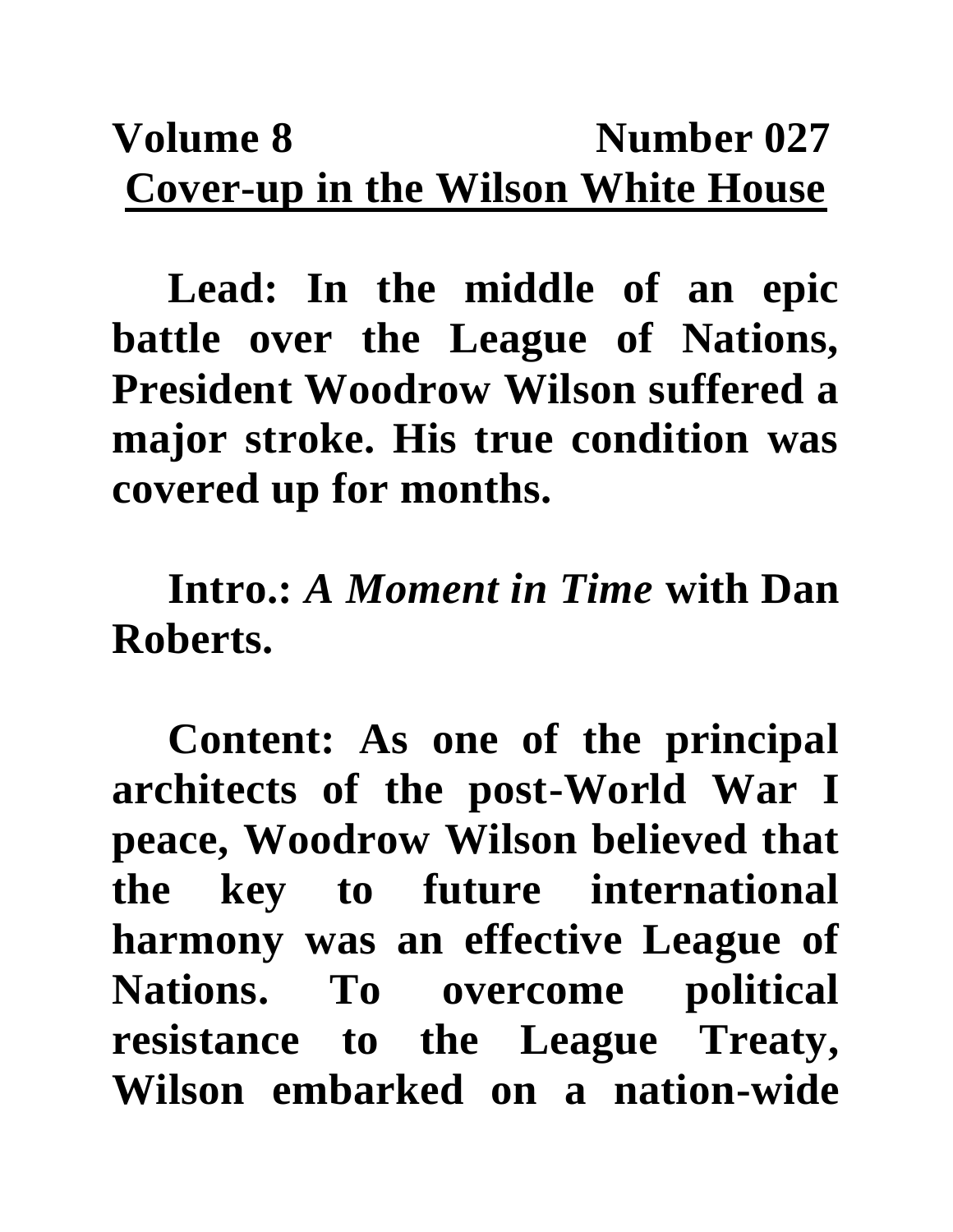**Volume 8 Number 027**

# Cover-up in the Wilson White House

**Lead: In the middle of an epic battle over the League of Nations, President Woodrow Wilson suffered a major stroke. His true condition was covered up for months.**

**Intro.: *A Moment in Time* with Dan Roberts.**

**Content: As one of the principal architects of the post-World War I peace, Woodrow Wilson believed that the key to future international harmony was an effective League of Nations. To overcome political resistance to the League Treaty, Wilson embarked on a nation-wide**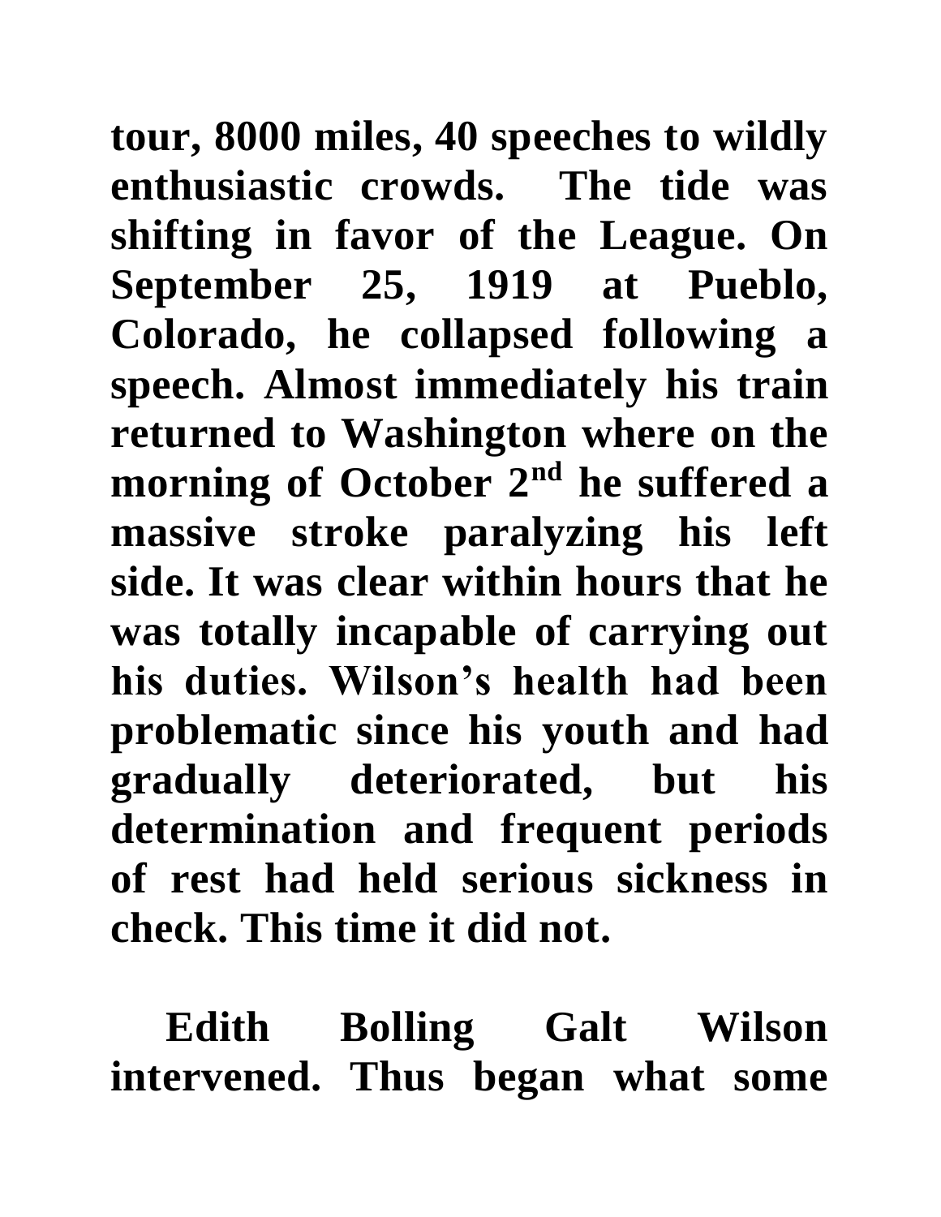**tour, 8000 miles, 40 speeches to wildly enthusiastic crowds. The tide was shifting in favor of the League. On September 25, 1919 at Pueblo, Colorado, he collapsed following a speech. Almost immediately his train returned to Washington where on the morning of October 2nd he suffered a massive stroke paralyzing his left side. It was clear within hours that he was totally incapable of carrying out his duties. Wilson's health had been problematic since his youth and had gradually deteriorated, but his determination and frequent periods of rest had held serious sickness in check. This time it did not.**

**Edith Bolling Galt Wilson intervened. Thus began what some**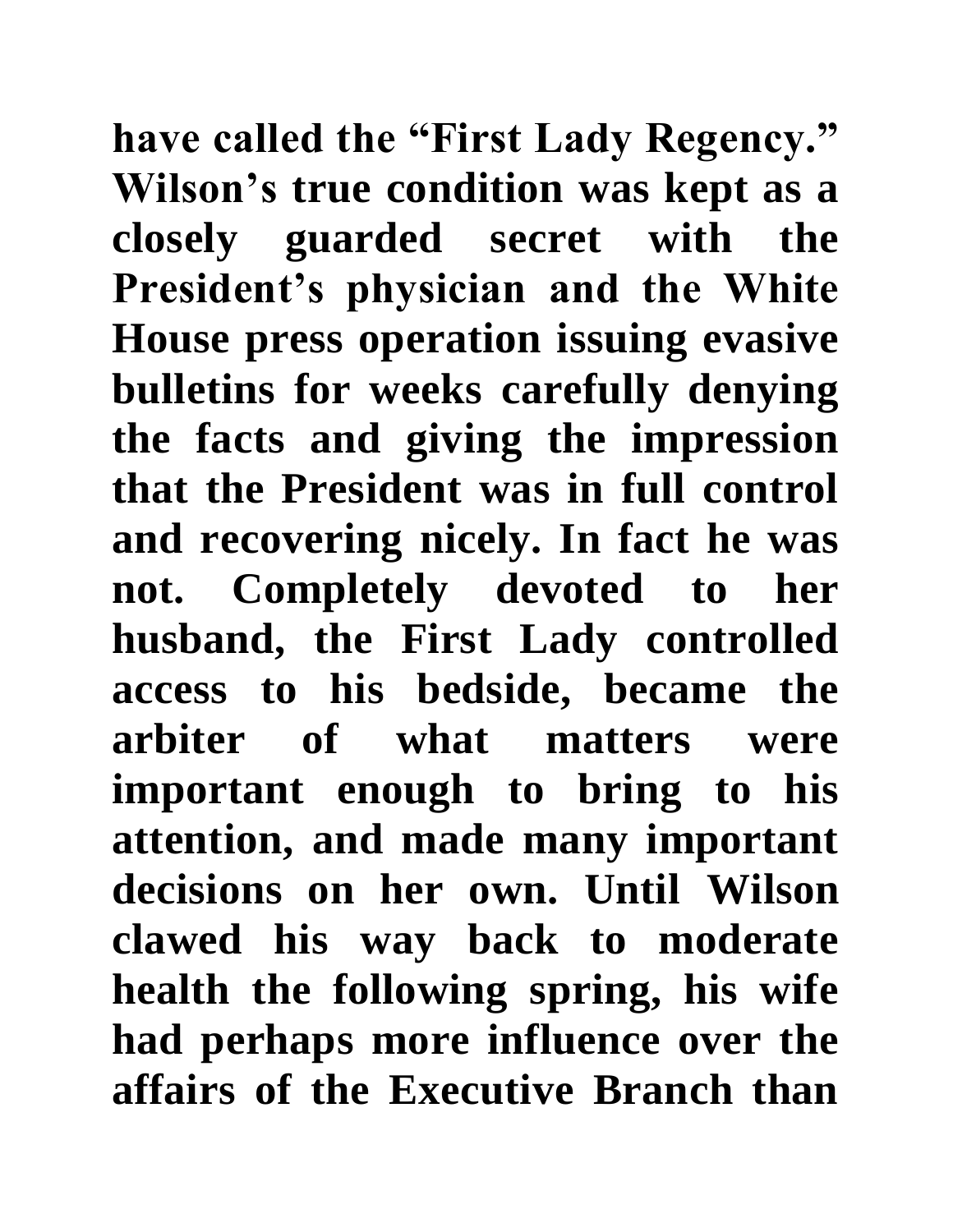**have called the "First Lady Regency." Wilson's true condition was kept as a closely guarded secret with the President's physician and the White House press operation issuing evasive bulletins for weeks carefully denying the facts and giving the impression that the President was in full control and recovering nicely. In fact he was not. Completely devoted to her husband, the First Lady controlled access to his bedside, became the arbiter of what matters were important enough to bring to his attention, and made many important decisions on her own. Until Wilson clawed his way back to moderate health the following spring, his wife had perhaps more influence over the affairs of the Executive Branch than**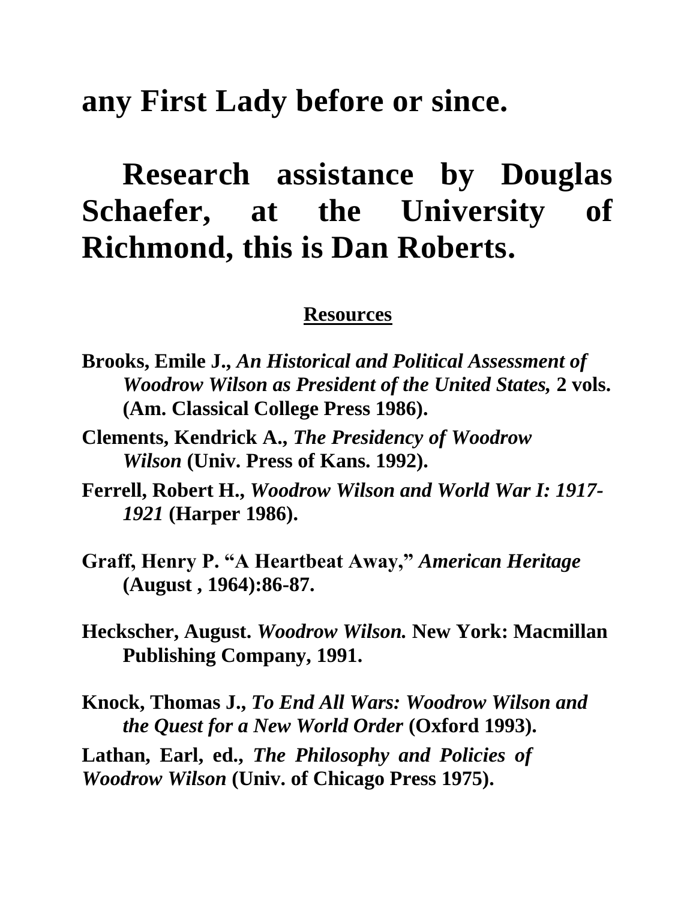**any First Lady before or since.**

**Research assistance by Douglas Schaefer, at the University of Richmond, this is Dan Roberts.**

## Resources

**Brooks, Emile J., *An Historical and Political Assessment of Woodrow Wilson as President of the United States,* 2 vols. (Am. Classical College Press 1986).**

**Clements, Kendrick A., *The Presidency of Woodrow Wilson* (Univ. Press of Kans. 1992).**

**Ferrell, Robert H., *Woodrow Wilson and World War I: 1917-1921* (Harper 1986).**

**Graff, Henry P. "A Heartbeat Away," *American Heritage* (August , 1964):86-87.**

**Heckscher, August. *Woodrow Wilson.* New York: Macmillan Publishing Company, 1991.**

**Knock, Thomas J., *To End All Wars: Woodrow Wilson and the Quest for a New World Order* (Oxford 1993).**

**Lathan, Earl, ed., *The Philosophy and Policies of Woodrow Wilson* (Univ. of Chicago Press 1975).**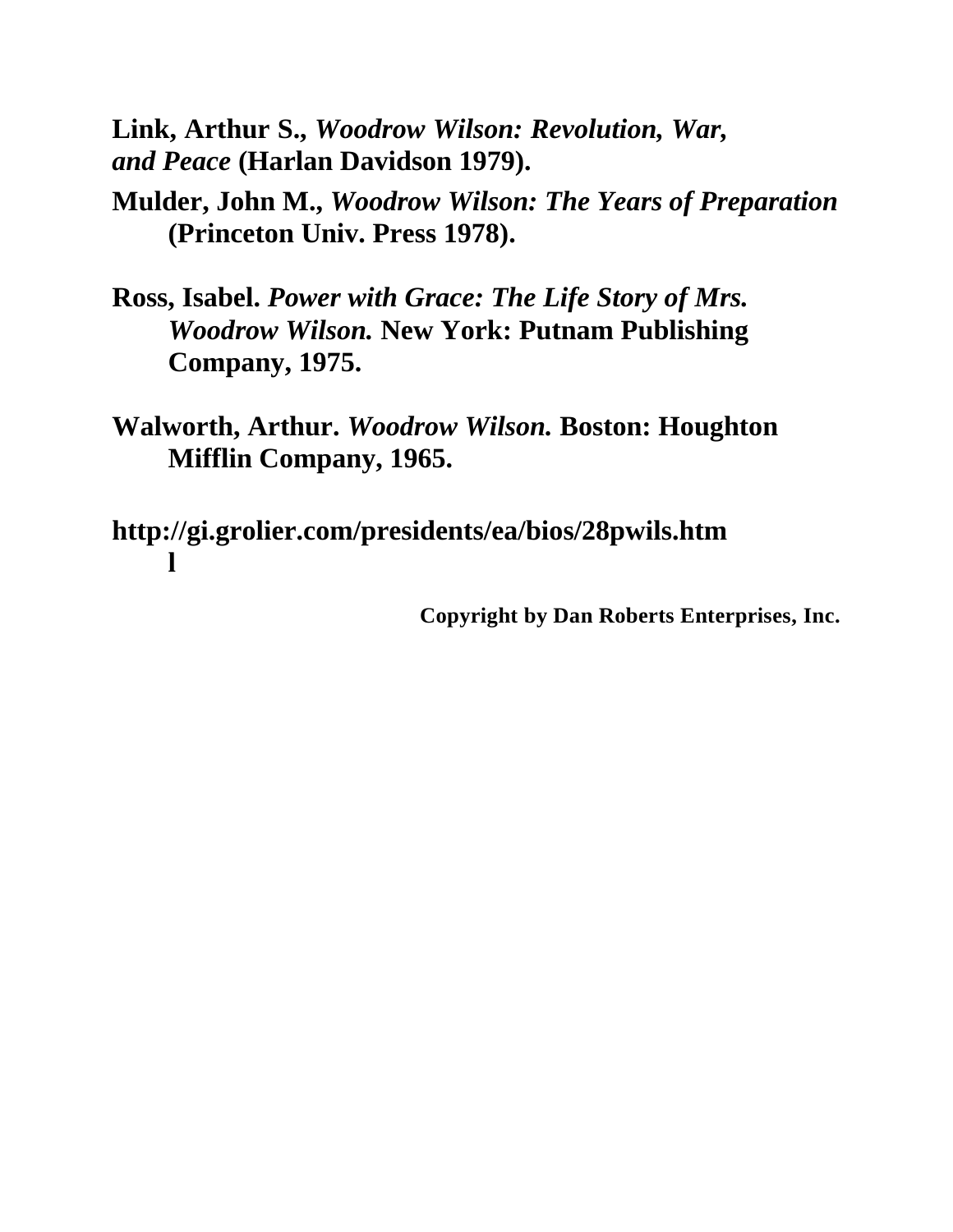**Link, Arthur S.,** ***Woodrow Wilson: Revolution, War, and Peace*** **(Harlan Davidson 1979).**

**Mulder, John M.,** ***Woodrow Wilson: The Years of Preparation*** **(Princeton Univ. Press 1978).**

**Ross, Isabel.** ***Power with Grace: The Life Story of Mrs. Woodrow Wilson.*** **New York: Putnam Publishing Company, 1975.**

**Walworth, Arthur.** ***Woodrow Wilson.*** **Boston: Houghton Mifflin Company, 1965.**

**http://gi.grolier.com/presidents/ea/bios/28pwils.html**

**Copyright by Dan Roberts Enterprises, Inc.**